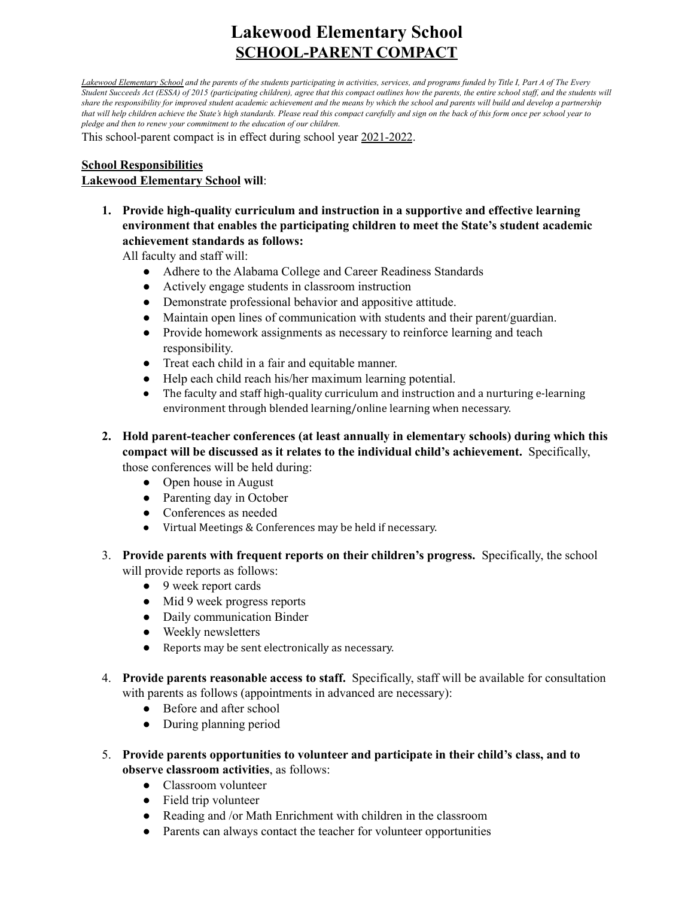# Lakewood Elementary School
## SCHOOL-PARENT COMPACT

*Lakewood Elementary School and the parents of the students participating in activities, services, and programs funded by Title I, Part A of The Every Student Succeeds Act (ESSA) of 2015 (participating children), agree that this compact outlines how the parents, the entire school staff, and the students will share the responsibility for improved student academic achievement and the means by which the school and parents will build and develop a partnership that will help children achieve the State's high standards. Please read this compact carefully and sign on the back of this form once per school year to pledge and then to renew your commitment to the education of our children.*

This school-parent compact is in effect during school year 2021-2022.

**School Responsibilities**

**Lakewood Elementary School will**:

1. **Provide high-quality curriculum and instruction in a supportive and effective learning environment that enables the participating children to meet the State's student academic achievement standards as follows:**
   All faculty and staff will:
   - Adhere to the Alabama College and Career Readiness Standards
   - Actively engage students in classroom instruction
   - Demonstrate professional behavior and appositive attitude.
   - Maintain open lines of communication with students and their parent/guardian.
   - Provide homework assignments as necessary to reinforce learning and teach responsibility.
   - Treat each child in a fair and equitable manner.
   - Help each child reach his/her maximum learning potential.
   - The faculty and staff high-quality curriculum and instruction and a nurturing e-learning environment through blended learning/online learning when necessary.

2. **Hold parent-teacher conferences (at least annually in elementary schools) during which this compact will be discussed as it relates to the individual child's achievement.** Specifically, those conferences will be held during:
   - Open house in August
   - Parenting day in October
   - Conferences as needed
   - Virtual Meetings & Conferences may be held if necessary.

3. **Provide parents with frequent reports on their children's progress.** Specifically, the school will provide reports as follows:
   - 9 week report cards
   - Mid 9 week progress reports
   - Daily communication Binder
   - Weekly newsletters
   - Reports may be sent electronically as necessary.

4. **Provide parents reasonable access to staff.** Specifically, staff will be available for consultation with parents as follows (appointments in advanced are necessary):
   - Before and after school
   - During planning period

5. **Provide parents opportunities to volunteer and participate in their child's class, and to observe classroom activities**, as follows:
   - Classroom volunteer
   - Field trip volunteer
   - Reading and /or Math Enrichment with children in the classroom
   - Parents can always contact the teacher for volunteer opportunities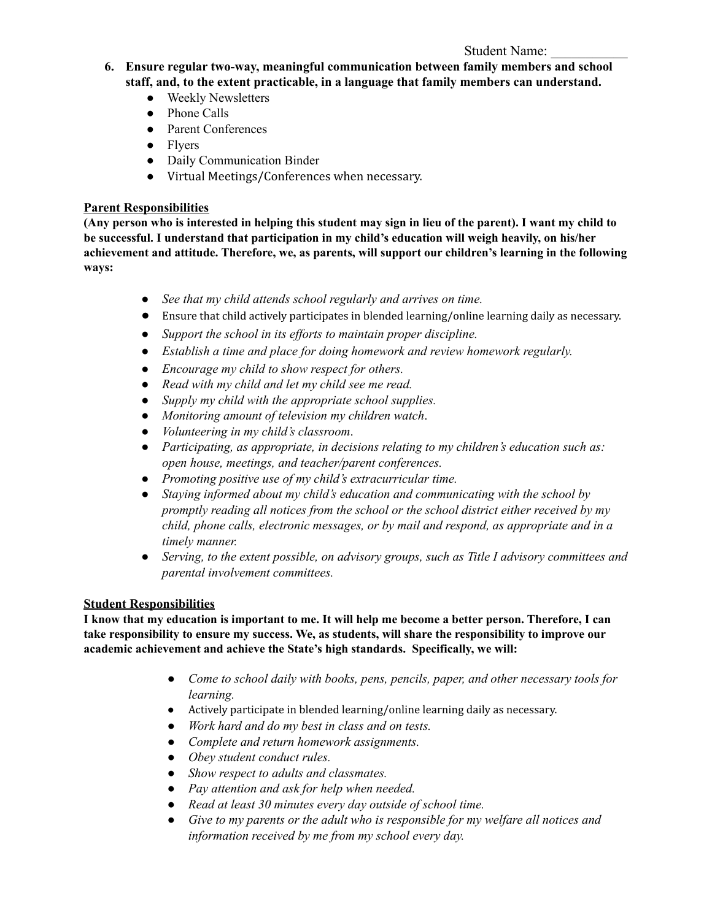Student Name: ___________

6. **Ensure regular two-way, meaningful communication between family members and school staff, and, to the extent practicable, in a language that family members can understand.**
    - Weekly Newsletters
    - Phone Calls
    - Parent Conferences
    - Flyers
    - Daily Communication Binder
    - Virtual Meetings/Conferences when necessary.

**Parent Responsibilities**

**(Any person who is interested in helping this student may sign in lieu of the parent). I want my child to be successful. I understand that participation in my child's education will weigh heavily, on his/her achievement and attitude. Therefore, we, as parents, will support our children's learning in the following ways:**

- *See that my child attends school regularly and arrives on time.*
- Ensure that child actively participates in blended learning/online learning daily as necessary.
- *Support the school in its efforts to maintain proper discipline.*
- *Establish a time and place for doing homework and review homework regularly.*
- *Encourage my child to show respect for others.*
- *Read with my child and let my child see me read.*
- *Supply my child with the appropriate school supplies.*
- *Monitoring amount of television my children watch.*
- *Volunteering in my child's classroom.*
- *Participating, as appropriate, in decisions relating to my children's education such as: open house, meetings, and teacher/parent conferences.*
- *Promoting positive use of my child's extracurricular time.*
- *Staying informed about my child's education and communicating with the school by promptly reading all notices from the school or the school district either received by my child, phone calls, electronic messages, or by mail and respond, as appropriate and in a timely manner.*
- *Serving, to the extent possible, on advisory groups, such as Title I advisory committees and parental involvement committees.*

**Student Responsibilities**

**I know that my education is important to me. It will help me become a better person. Therefore, I can take responsibility to ensure my success. We, as students, will share the responsibility to improve our academic achievement and achieve the State's high standards. Specifically, we will:**

- *Come to school daily with books, pens, pencils, paper, and other necessary tools for learning.*
- Actively participate in blended learning/online learning daily as necessary.
- *Work hard and do my best in class and on tests.*
- *Complete and return homework assignments.*
- *Obey student conduct rules.*
- *Show respect to adults and classmates.*
- *Pay attention and ask for help when needed.*
- *Read at least 30 minutes every day outside of school time.*
- *Give to my parents or the adult who is responsible for my welfare all notices and information received by me from my school every day.*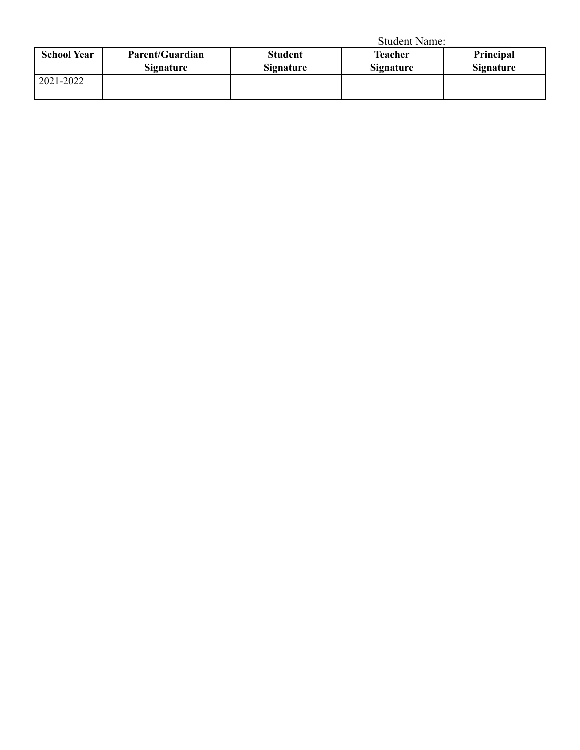Student Name: ___________

| School Year | Parent/Guardian Signature | Student Signature | Teacher Signature | Principal Signature |
|---|---|---|---|---|
| 2021-2022 | | | | |